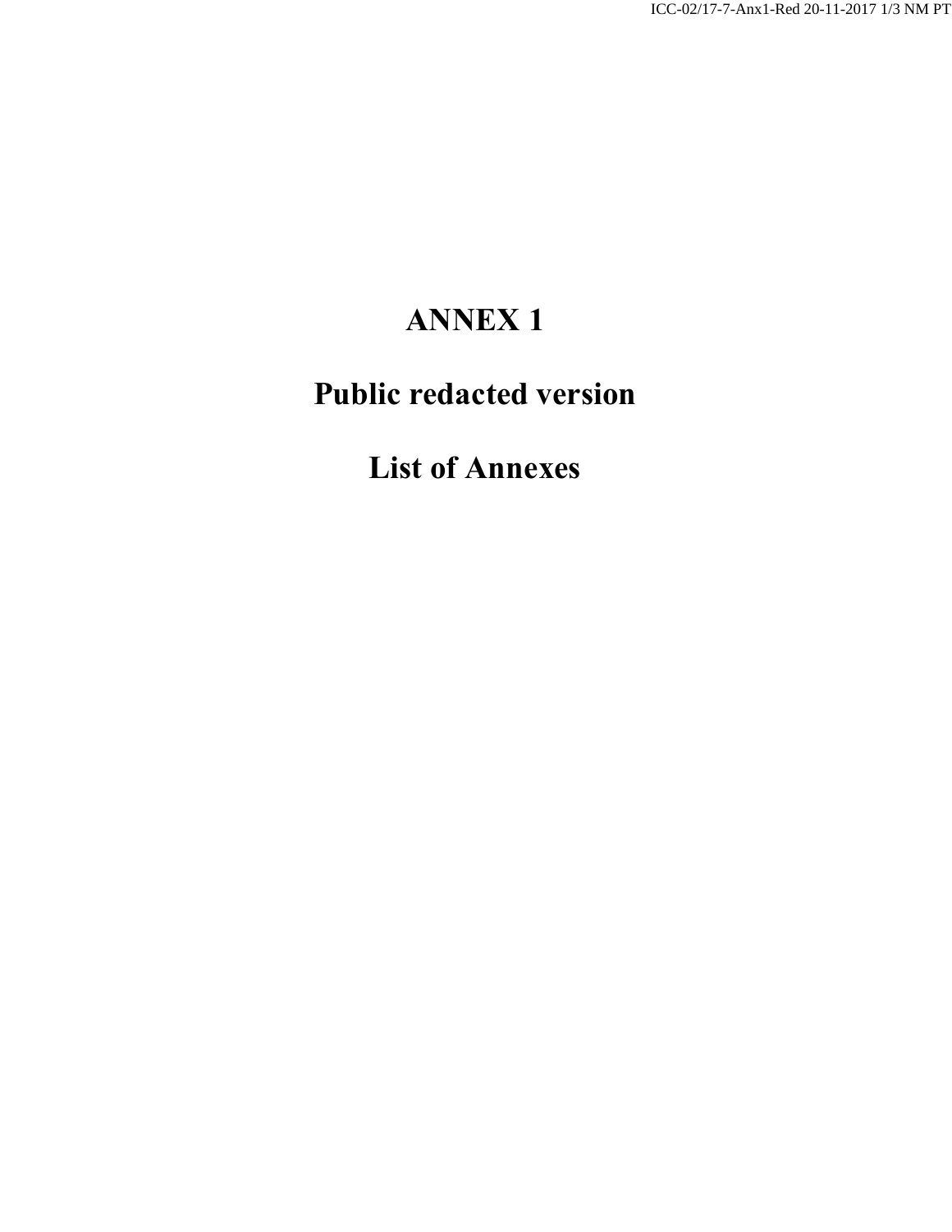# ANNEX 1

# Public redacted version

# List of Annexes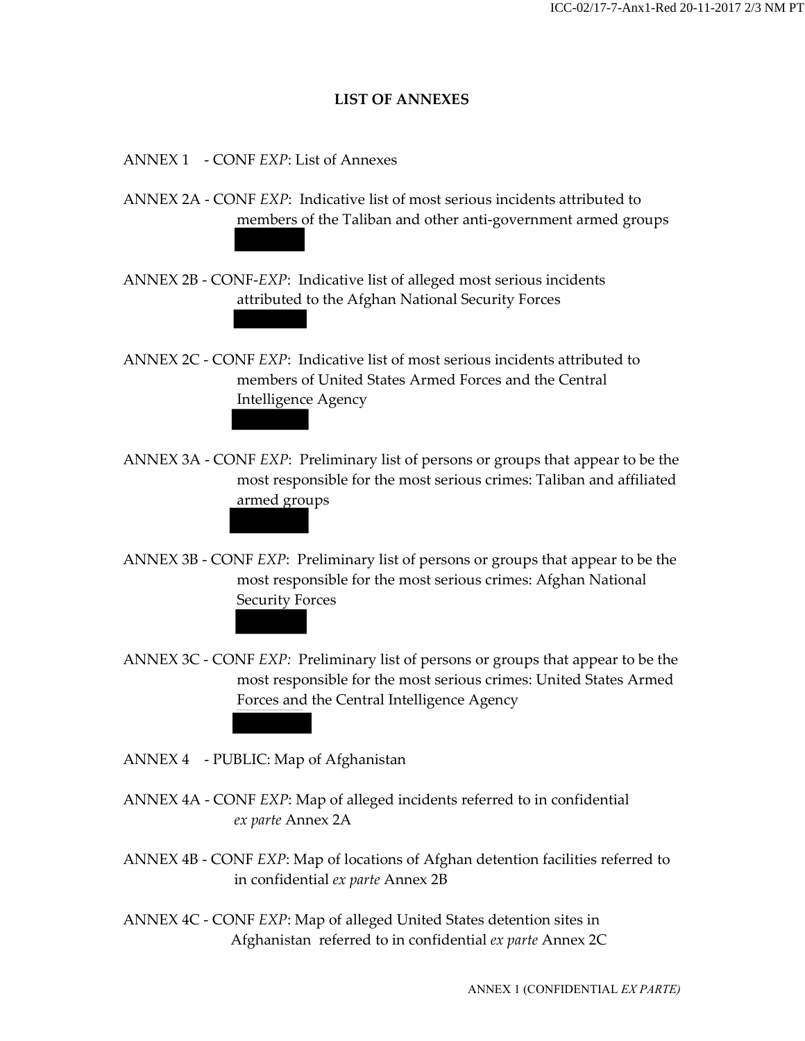**LIST OF ANNEXES**

ANNEX 1 - CONF *EXP*: List of Annexes

ANNEX 2A - CONF *EXP*: Indicative list of most serious incidents attributed to members of the Taliban and other anti-government armed groups

ANNEX 2B - CONF-*EXP*: Indicative list of alleged most serious incidents attributed to the Afghan National Security Forces

ANNEX 2C - CONF *EXP*: Indicative list of most serious incidents attributed to members of United States Armed Forces and the Central Intelligence Agency

ANNEX 3A - CONF *EXP*: Preliminary list of persons or groups that appear to be the most responsible for the most serious crimes: Taliban and affiliated armed groups

ANNEX 3B - CONF *EXP*: Preliminary list of persons or groups that appear to be the most responsible for the most serious crimes: Afghan National Security Forces

ANNEX 3C - CONF *EXP:* Preliminary list of persons or groups that appear to be the most responsible for the most serious crimes: United States Armed Forces and the Central Intelligence Agency

ANNEX 4 - PUBLIC: Map of Afghanistan

ANNEX 4A - CONF *EXP*: Map of alleged incidents referred to in confidential *ex parte* Annex 2A

ANNEX 4B - CONF *EXP*: Map of locations of Afghan detention facilities referred to in confidential *ex parte* Annex 2B

ANNEX 4C - CONF *EXP*: Map of alleged United States detention sites in Afghanistan referred to in confidential *ex parte* Annex 2C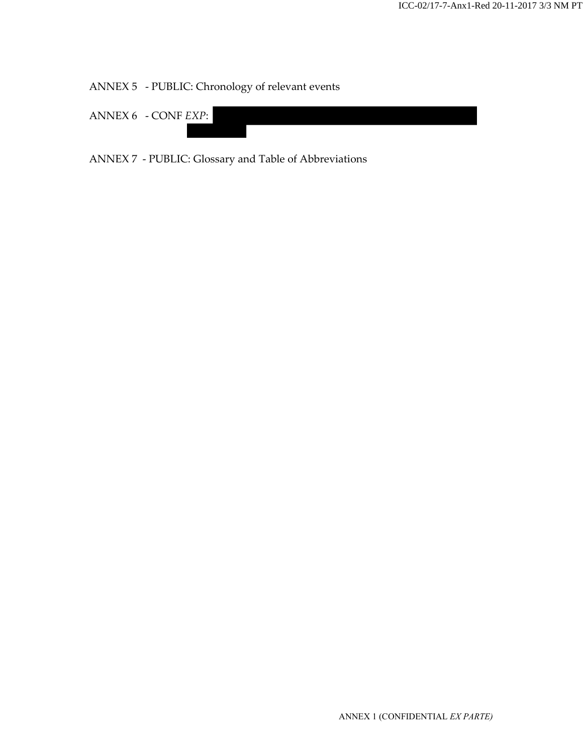ANNEX 5 - PUBLIC: Chronology of relevant events

ANNEX 6 - CONF *EXP*: [REDACTED]

ANNEX 7 - PUBLIC: Glossary and Table of Abbreviations